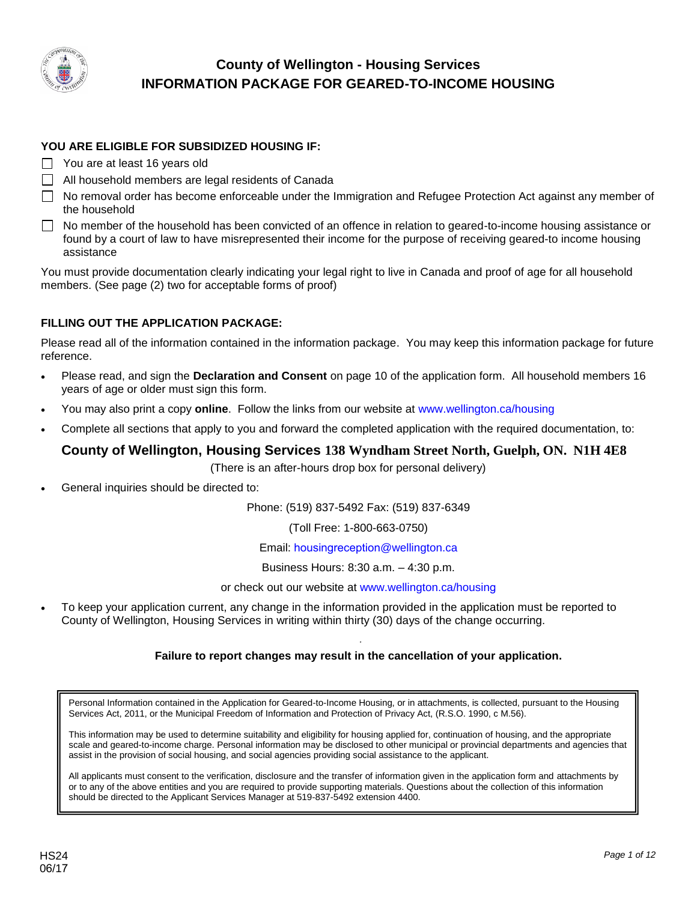# County of Wellington - Housing Services
## INFORMATION PACKAGE FOR GEARED-TO-INCOME HOUSING

### YOU ARE ELIGIBLE FOR SUBSIDIZED HOUSING IF:

- ☐ You are at least 16 years old
- ☐ All household members are legal residents of Canada
- ☐ No removal order has become enforceable under the Immigration and Refugee Protection Act against any member of the household
- ☐ No member of the household has been convicted of an offence in relation to geared-to-income housing assistance or found by a court of law to have misrepresented their income for the purpose of receiving geared-to income housing assistance

You must provide documentation clearly indicating your legal right to live in Canada and proof of age for all household members. (See page (2) two for acceptable forms of proof)

### FILLING OUT THE APPLICATION PACKAGE:

Please read all of the information contained in the information package. You may keep this information package for future reference.

- Please read, and sign the **Declaration and Consent** on page 10 of the application form. All household members 16 years of age or older must sign this form.
- You may also print a copy **online**. Follow the links from our website at www.wellington.ca/housing
- Complete all sections that apply to you and forward the completed application with the required documentation, to:

**County of Wellington, Housing Services 138 Wyndham Street North, Guelph, ON. N1H 4E8**

(There is an after-hours drop box for personal delivery)

- General inquiries should be directed to:

Phone: (519) 837-5492 Fax: (519) 837-6349

(Toll Free: 1-800-663-0750)

Email: housingreception@wellington.ca

Business Hours: 8:30 a.m. – 4:30 p.m.

or check out our website at www.wellington.ca/housing

- To keep your application current, any change in the information provided in the application must be reported to County of Wellington, Housing Services in writing within thirty (30) days of the change occurring.

**Failure to report changes may result in the cancellation of your application.**

Personal Information contained in the Application for Geared-to-Income Housing, or in attachments, is collected, pursuant to the Housing Services Act, 2011, or the Municipal Freedom of Information and Protection of Privacy Act, (R.S.O. 1990, c M.56).

This information may be used to determine suitability and eligibility for housing applied for, continuation of housing, and the appropriate scale and geared-to-income charge. Personal information may be disclosed to other municipal or provincial departments and agencies that assist in the provision of social housing, and social agencies providing social assistance to the applicant.

All applicants must consent to the verification, disclosure and the transfer of information given in the application form and attachments by or to any of the above entities and you are required to provide supporting materials. Questions about the collection of this information should be directed to the Applicant Services Manager at 519-837-5492 extension 4400.

HS24
06/17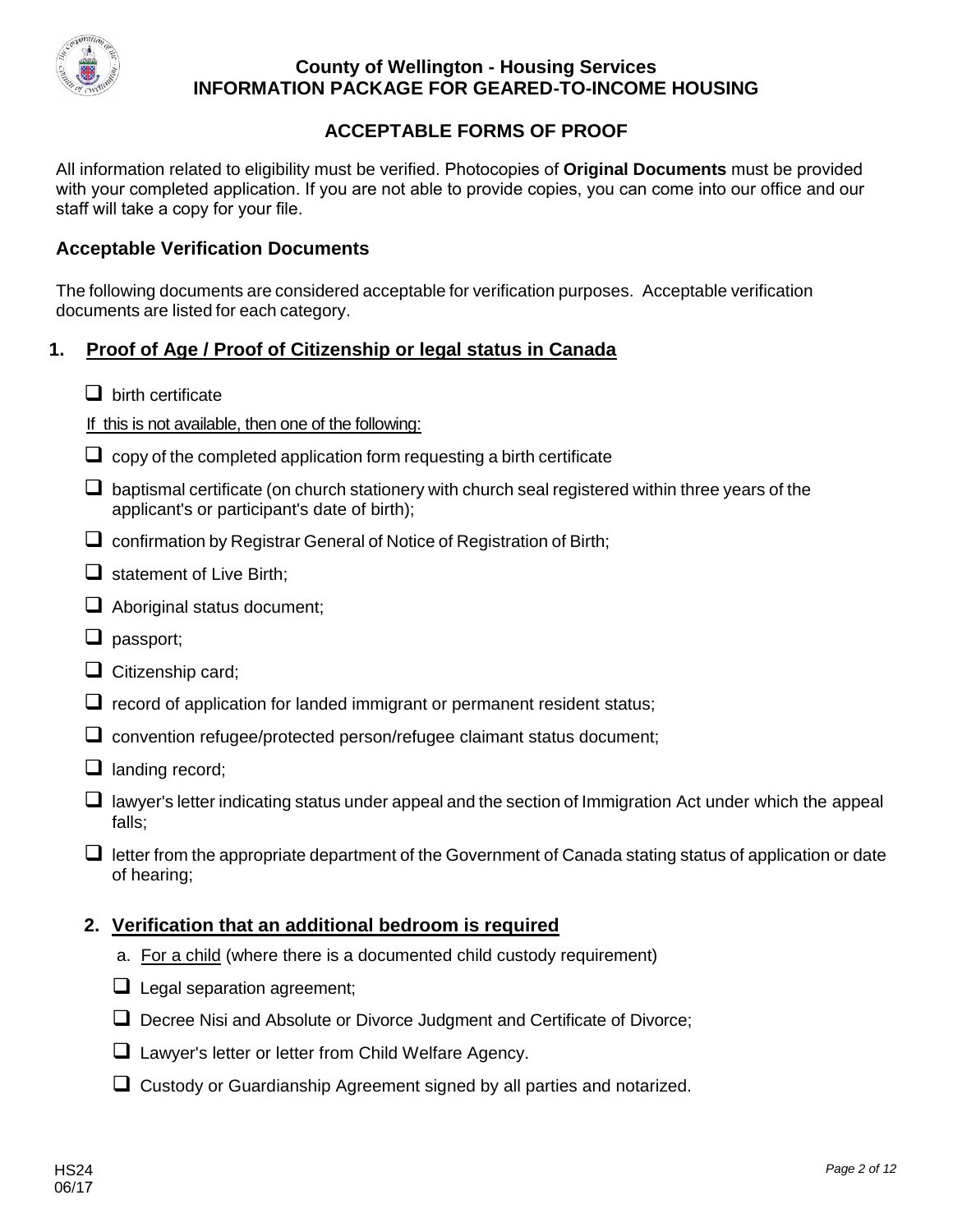**County of Wellington - Housing Services**
**INFORMATION PACKAGE FOR GEARED-TO-INCOME HOUSING**

## ACCEPTABLE FORMS OF PROOF

All information related to eligibility must be verified. Photocopies of **Original Documents** must be provided with your completed application. If you are not able to provide copies, you can come into our office and our staff will take a copy for your file.

### Acceptable Verification Documents

The following documents are considered acceptable for verification purposes. Acceptable verification documents are listed for each category.

### 1. Proof of Age / Proof of Citizenship or legal status in Canada

- ☐ birth certificate

If this is not available, then one of the following:

- ☐ copy of the completed application form requesting a birth certificate
- ☐ baptismal certificate (on church stationery with church seal registered within three years of the applicant's or participant's date of birth);
- ☐ confirmation by Registrar General of Notice of Registration of Birth;
- ☐ statement of Live Birth;
- ☐ Aboriginal status document;
- ☐ passport;
- ☐ Citizenship card;
- ☐ record of application for landed immigrant or permanent resident status;
- ☐ convention refugee/protected person/refugee claimant status document;
- ☐ landing record;
- ☐ lawyer's letter indicating status under appeal and the section of Immigration Act under which the appeal falls;
- ☐ letter from the appropriate department of the Government of Canada stating status of application or date of hearing;

### 2. Verification that an additional bedroom is required

a. For a child (where there is a documented child custody requirement)

- ☐ Legal separation agreement;
- ☐ Decree Nisi and Absolute or Divorce Judgment and Certificate of Divorce;
- ☐ Lawyer's letter or letter from Child Welfare Agency.
- ☐ Custody or Guardianship Agreement signed by all parties and notarized.

HS24
06/17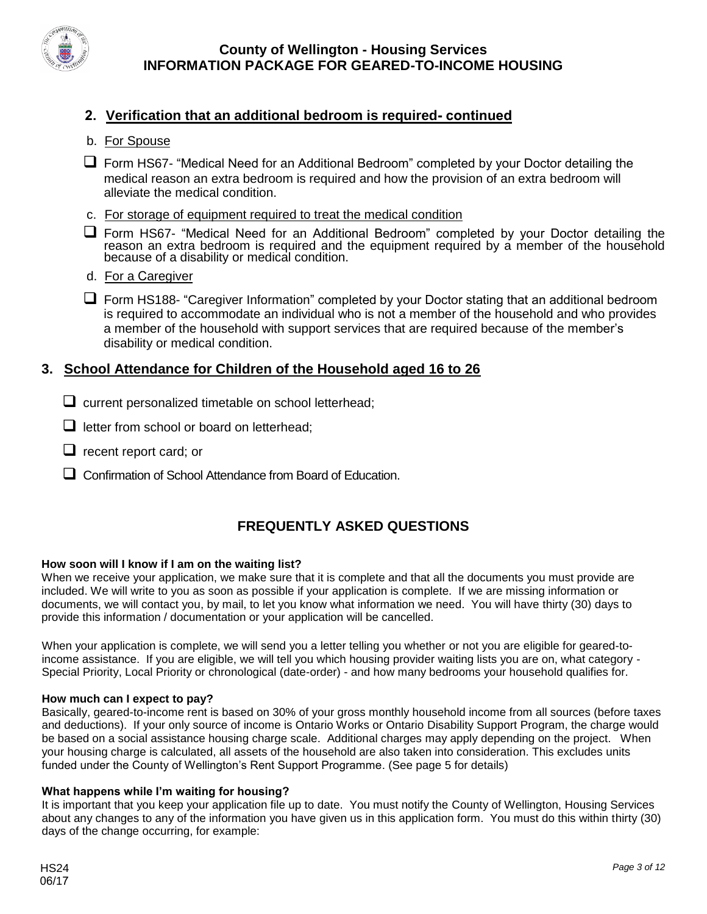## 2. Verification that an additional bedroom is required- continued

b. For Spouse

- ☐ Form HS67- "Medical Need for an Additional Bedroom" completed by your Doctor detailing the medical reason an extra bedroom is required and how the provision of an extra bedroom will alleviate the medical condition.

c. For storage of equipment required to treat the medical condition

- ☐ Form HS67- "Medical Need for an Additional Bedroom" completed by your Doctor detailing the reason an extra bedroom is required and the equipment required by a member of the household because of a disability or medical condition.

d. For a Caregiver

- ☐ Form HS188- "Caregiver Information" completed by your Doctor stating that an additional bedroom is required to accommodate an individual who is not a member of the household and who provides a member of the household with support services that are required because of the member's disability or medical condition.

## 3. School Attendance for Children of the Household aged 16 to 26

- ☐ current personalized timetable on school letterhead;
- ☐ letter from school or board on letterhead;
- ☐ recent report card; or
- ☐ Confirmation of School Attendance from Board of Education.

## FREQUENTLY ASKED QUESTIONS

**How soon will I know if I am on the waiting list?**

When we receive your application, we make sure that it is complete and that all the documents you must provide are included. We will write to you as soon as possible if your application is complete. If we are missing information or documents, we will contact you, by mail, to let you know what information we need. You will have thirty (30) days to provide this information / documentation or your application will be cancelled.

When your application is complete, we will send you a letter telling you whether or not you are eligible for geared-to-income assistance. If you are eligible, we will tell you which housing provider waiting lists you are on, what category - Special Priority, Local Priority or chronological (date-order) - and how many bedrooms your household qualifies for.

**How much can I expect to pay?**

Basically, geared-to-income rent is based on 30% of your gross monthly household income from all sources (before taxes and deductions). If your only source of income is Ontario Works or Ontario Disability Support Program, the charge would be based on a social assistance housing charge scale. Additional charges may apply depending on the project. When your housing charge is calculated, all assets of the household are also taken into consideration. This excludes units funded under the County of Wellington's Rent Support Programme. (See page 5 for details)

**What happens while I'm waiting for housing?**

It is important that you keep your application file up to date. You must notify the County of Wellington, Housing Services about any changes to any of the information you have given us in this application form. You must do this within thirty (30) days of the change occurring, for example: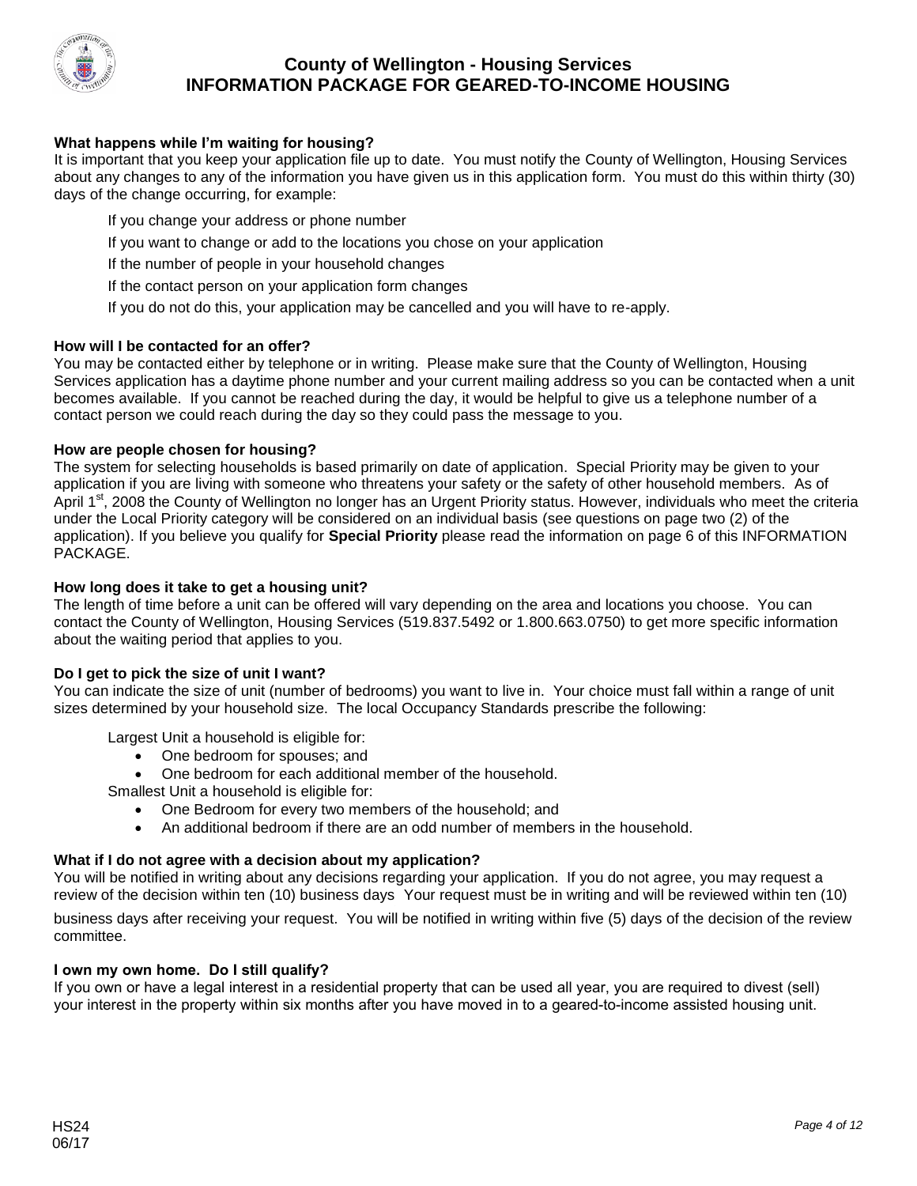**What happens while I'm waiting for housing?**

It is important that you keep your application file up to date. You must notify the County of Wellington, Housing Services about any changes to any of the information you have given us in this application form. You must do this within thirty (30) days of the change occurring, for example:

If you change your address or phone number

If you want to change or add to the locations you chose on your application

If the number of people in your household changes

If the contact person on your application form changes

If you do not do this, your application may be cancelled and you will have to re-apply.

**How will I be contacted for an offer?**

You may be contacted either by telephone or in writing. Please make sure that the County of Wellington, Housing Services application has a daytime phone number and your current mailing address so you can be contacted when a unit becomes available. If you cannot be reached during the day, it would be helpful to give us a telephone number of a contact person we could reach during the day so they could pass the message to you.

**How are people chosen for housing?**

The system for selecting households is based primarily on date of application. Special Priority may be given to your application if you are living with someone who threatens your safety or the safety of other household members. As of April 1st, 2008 the County of Wellington no longer has an Urgent Priority status. However, individuals who meet the criteria under the Local Priority category will be considered on an individual basis (see questions on page two (2) of the application). If you believe you qualify for **Special Priority** please read the information on page 6 of this INFORMATION PACKAGE.

**How long does it take to get a housing unit?**

The length of time before a unit can be offered will vary depending on the area and locations you choose. You can contact the County of Wellington, Housing Services (519.837.5492 or 1.800.663.0750) to get more specific information about the waiting period that applies to you.

**Do I get to pick the size of unit I want?**

You can indicate the size of unit (number of bedrooms) you want to live in. Your choice must fall within a range of unit sizes determined by your household size. The local Occupancy Standards prescribe the following:

Largest Unit a household is eligible for:

- One bedroom for spouses; and
- One bedroom for each additional member of the household.

Smallest Unit a household is eligible for:

- One Bedroom for every two members of the household; and
- An additional bedroom if there are an odd number of members in the household.

**What if I do not agree with a decision about my application?**

You will be notified in writing about any decisions regarding your application. If you do not agree, you may request a review of the decision within ten (10) business days Your request must be in writing and will be reviewed within ten (10) business days after receiving your request. You will be notified in writing within five (5) days of the decision of the review committee.

**I own my own home. Do I still qualify?**

If you own or have a legal interest in a residential property that can be used all year, you are required to divest (sell) your interest in the property within six months after you have moved in to a geared-to-income assisted housing unit.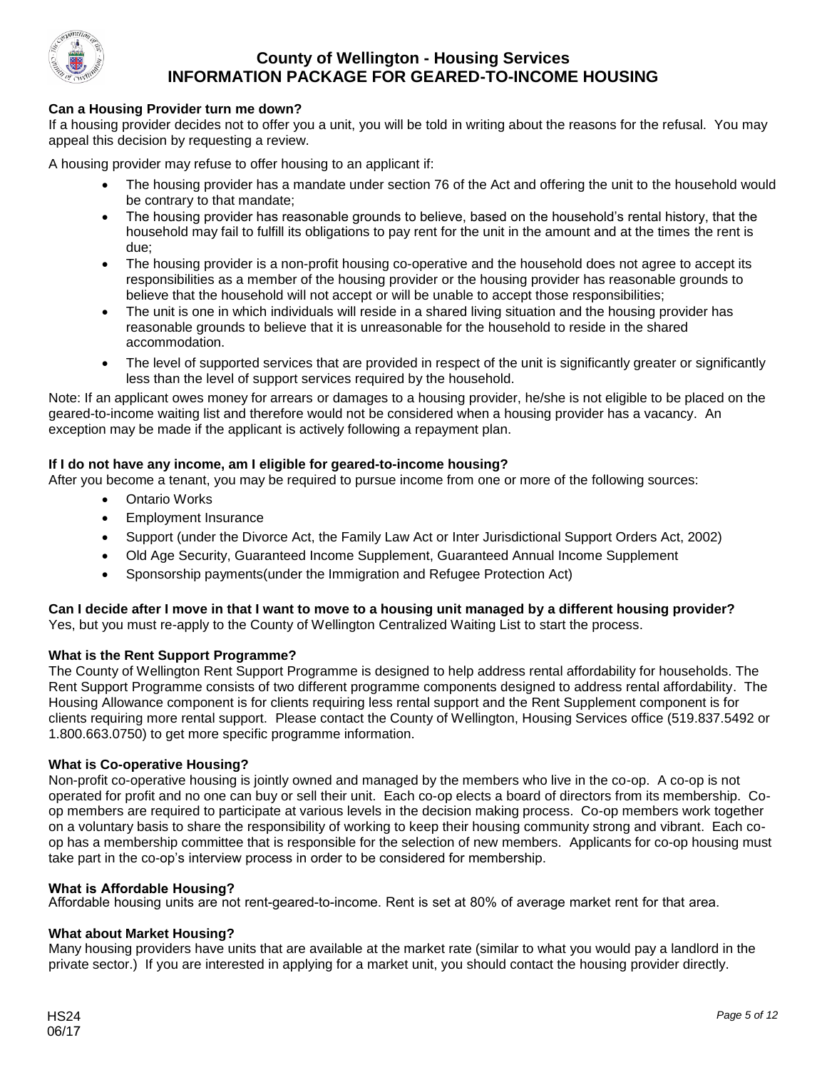**Can a Housing Provider turn me down?**

If a housing provider decides not to offer you a unit, you will be told in writing about the reasons for the refusal. You may appeal this decision by requesting a review.

A housing provider may refuse to offer housing to an applicant if:

- The housing provider has a mandate under section 76 of the Act and offering the unit to the household would be contrary to that mandate;
- The housing provider has reasonable grounds to believe, based on the household's rental history, that the household may fail to fulfill its obligations to pay rent for the unit in the amount and at the times the rent is due;
- The housing provider is a non-profit housing co-operative and the household does not agree to accept its responsibilities as a member of the housing provider or the housing provider has reasonable grounds to believe that the household will not accept or will be unable to accept those responsibilities;
- The unit is one in which individuals will reside in a shared living situation and the housing provider has reasonable grounds to believe that it is unreasonable for the household to reside in the shared accommodation.
- The level of supported services that are provided in respect of the unit is significantly greater or significantly less than the level of support services required by the household.

Note: If an applicant owes money for arrears or damages to a housing provider, he/she is not eligible to be placed on the geared-to-income waiting list and therefore would not be considered when a housing provider has a vacancy. An exception may be made if the applicant is actively following a repayment plan.

**If I do not have any income, am I eligible for geared-to-income housing?**

After you become a tenant, you may be required to pursue income from one or more of the following sources:

- Ontario Works
- Employment Insurance
- Support (under the Divorce Act, the Family Law Act or Inter Jurisdictional Support Orders Act, 2002)
- Old Age Security, Guaranteed Income Supplement, Guaranteed Annual Income Supplement
- Sponsorship payments(under the Immigration and Refugee Protection Act)

**Can I decide after I move in that I want to move to a housing unit managed by a different housing provider?**

Yes, but you must re-apply to the County of Wellington Centralized Waiting List to start the process.

**What is the Rent Support Programme?**

The County of Wellington Rent Support Programme is designed to help address rental affordability for households. The Rent Support Programme consists of two different programme components designed to address rental affordability. The Housing Allowance component is for clients requiring less rental support and the Rent Supplement component is for clients requiring more rental support. Please contact the County of Wellington, Housing Services office (519.837.5492 or 1.800.663.0750) to get more specific programme information.

**What is Co-operative Housing?**

Non-profit co-operative housing is jointly owned and managed by the members who live in the co-op. A co-op is not operated for profit and no one can buy or sell their unit. Each co-op elects a board of directors from its membership. Co-op members are required to participate at various levels in the decision making process. Co-op members work together on a voluntary basis to share the responsibility of working to keep their housing community strong and vibrant. Each co-op has a membership committee that is responsible for the selection of new members. Applicants for co-op housing must take part in the co-op's interview process in order to be considered for membership.

**What is Affordable Housing?**

Affordable housing units are not rent-geared-to-income. Rent is set at 80% of average market rent for that area.

**What about Market Housing?**

Many housing providers have units that are available at the market rate (similar to what you would pay a landlord in the private sector.) If you are interested in applying for a market unit, you should contact the housing provider directly.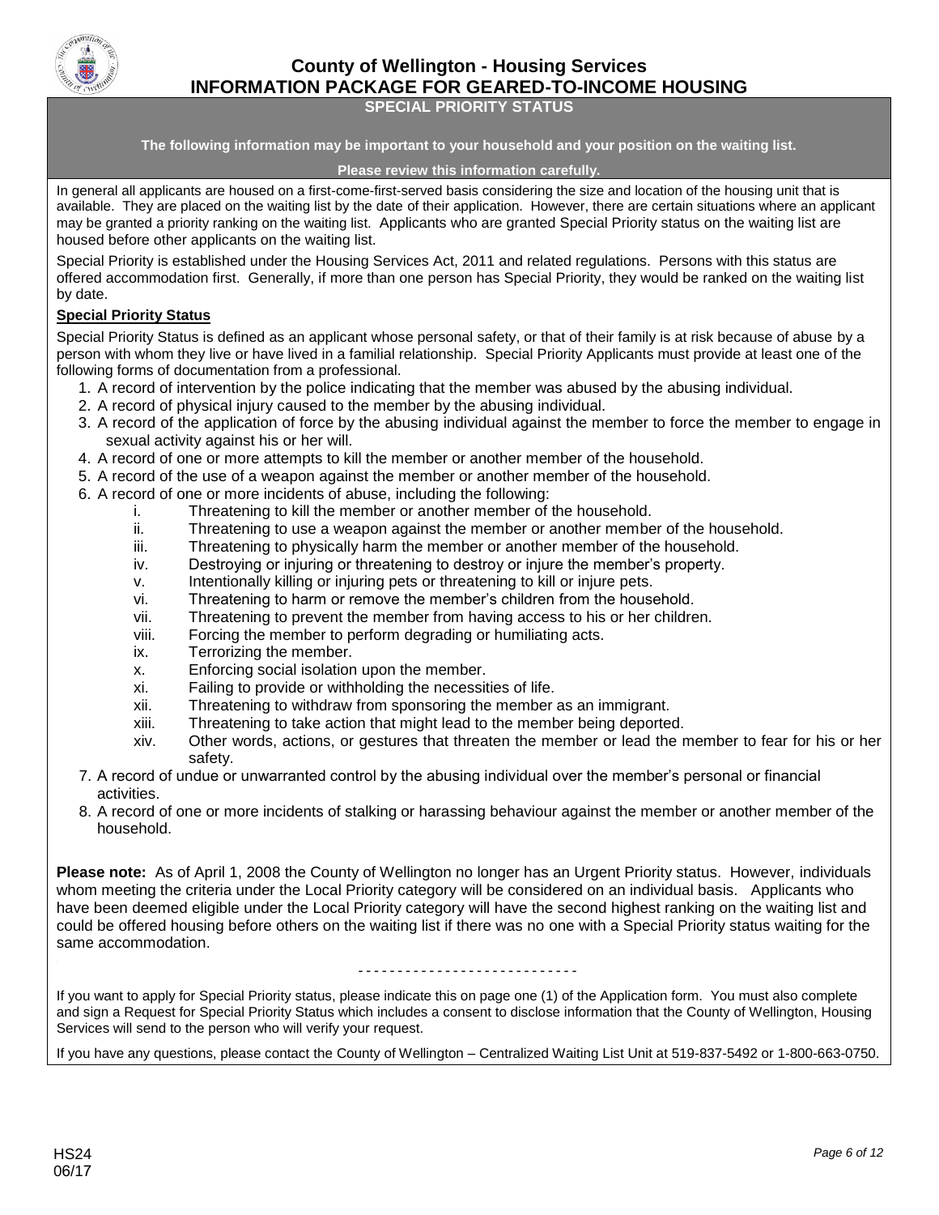# County of Wellington - Housing Services
## INFORMATION PACKAGE FOR GEARED-TO-INCOME HOUSING
### SPECIAL PRIORITY STATUS

**The following information may be important to your household and your position on the waiting list.**

**Please review this information carefully.**

In general all applicants are housed on a first-come-first-served basis considering the size and location of the housing unit that is available. They are placed on the waiting list by the date of their application. However, there are certain situations where an applicant may be granted a priority ranking on the waiting list. Applicants who are granted Special Priority status on the waiting list are housed before other applicants on the waiting list.

Special Priority is established under the Housing Services Act, 2011 and related regulations. Persons with this status are offered accommodation first. Generally, if more than one person has Special Priority, they would be ranked on the waiting list by date.

**Special Priority Status**

Special Priority Status is defined as an applicant whose personal safety, or that of their family is at risk because of abuse by a person with whom they live or have lived in a familial relationship. Special Priority Applicants must provide at least one of the following forms of documentation from a professional.

1. A record of intervention by the police indicating that the member was abused by the abusing individual.
2. A record of physical injury caused to the member by the abusing individual.
3. A record of the application of force by the abusing individual against the member to force the member to engage in sexual activity against his or her will.
4. A record of one or more attempts to kill the member or another member of the household.
5. A record of the use of a weapon against the member or another member of the household.
6. A record of one or more incidents of abuse, including the following:
   - i. Threatening to kill the member or another member of the household.
   - ii. Threatening to use a weapon against the member or another member of the household.
   - iii. Threatening to physically harm the member or another member of the household.
   - iv. Destroying or injuring or threatening to destroy or injure the member's property.
   - v. Intentionally killing or injuring pets or threatening to kill or injure pets.
   - vi. Threatening to harm or remove the member's children from the household.
   - vii. Threatening to prevent the member from having access to his or her children.
   - viii. Forcing the member to perform degrading or humiliating acts.
   - ix. Terrorizing the member.
   - x. Enforcing social isolation upon the member.
   - xi. Failing to provide or withholding the necessities of life.
   - xii. Threatening to withdraw from sponsoring the member as an immigrant.
   - xiii. Threatening to take action that might lead to the member being deported.
   - xiv. Other words, actions, or gestures that threaten the member or lead the member to fear for his or her safety.
7. A record of undue or unwarranted control by the abusing individual over the member's personal or financial activities.
8. A record of one or more incidents of stalking or harassing behaviour against the member or another member of the household.

**Please note:** As of April 1, 2008 the County of Wellington no longer has an Urgent Priority status. However, individuals whom meeting the criteria under the Local Priority category will be considered on an individual basis. Applicants who have been deemed eligible under the Local Priority category will have the second highest ranking on the waiting list and could be offered housing before others on the waiting list if there was no one with a Special Priority status waiting for the same accommodation.

---

If you want to apply for Special Priority status, please indicate this on page one (1) of the Application form. You must also complete and sign a Request for Special Priority Status which includes a consent to disclose information that the County of Wellington, Housing Services will send to the person who will verify your request.

If you have any questions, please contact the County of Wellington – Centralized Waiting List Unit at 519-837-5492 or 1-800-663-0750.

HS24
06/17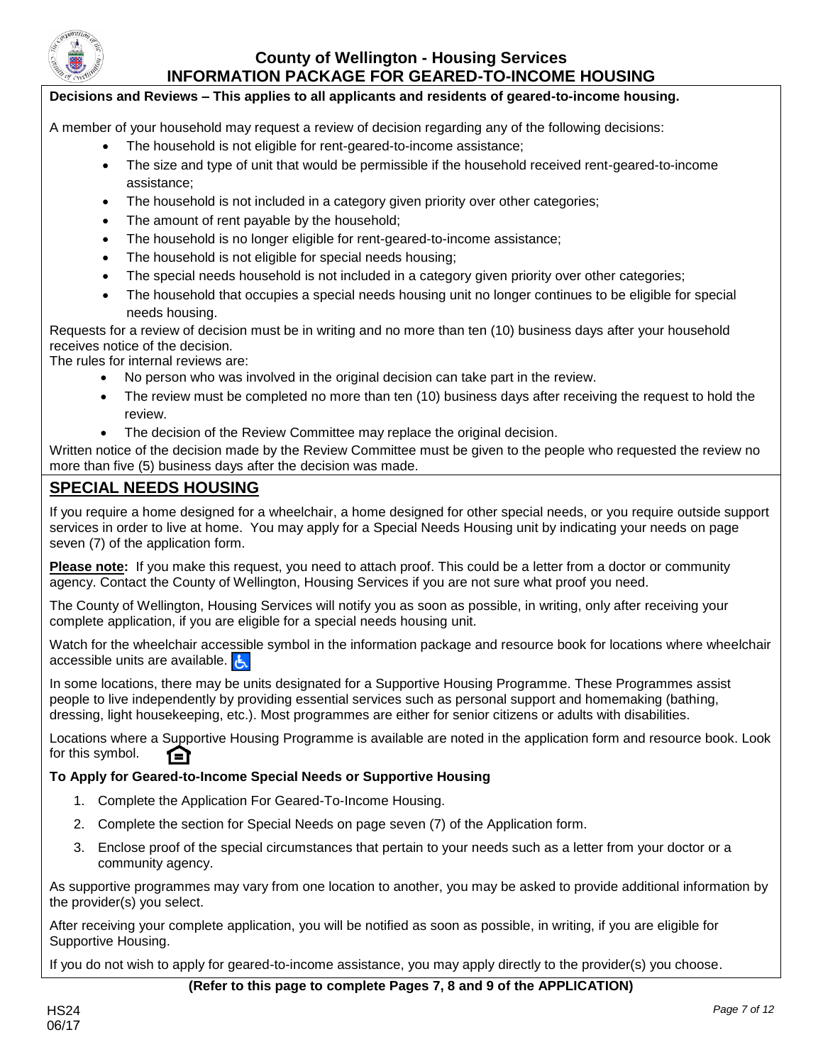**Decisions and Reviews – This applies to all applicants and residents of geared-to-income housing.**

A member of your household may request a review of decision regarding any of the following decisions:

- The household is not eligible for rent-geared-to-income assistance;
- The size and type of unit that would be permissible if the household received rent-geared-to-income assistance;
- The household is not included in a category given priority over other categories;
- The amount of rent payable by the household;
- The household is no longer eligible for rent-geared-to-income assistance;
- The household is not eligible for special needs housing;
- The special needs household is not included in a category given priority over other categories;
- The household that occupies a special needs housing unit no longer continues to be eligible for special needs housing.

Requests for a review of decision must be in writing and no more than ten (10) business days after your household receives notice of the decision.

The rules for internal reviews are:

- No person who was involved in the original decision can take part in the review.
- The review must be completed no more than ten (10) business days after receiving the request to hold the review.
- The decision of the Review Committee may replace the original decision.

Written notice of the decision made by the Review Committee must be given to the people who requested the review no more than five (5) business days after the decision was made.

## SPECIAL NEEDS HOUSING

If you require a home designed for a wheelchair, a home designed for other special needs, or you require outside support services in order to live at home. You may apply for a Special Needs Housing unit by indicating your needs on page seven (7) of the application form.

**Please note:** If you make this request, you need to attach proof. This could be a letter from a doctor or community agency. Contact the County of Wellington, Housing Services if you are not sure what proof you need.

The County of Wellington, Housing Services will notify you as soon as possible, in writing, only after receiving your complete application, if you are eligible for a special needs housing unit.

Watch for the wheelchair accessible symbol in the information package and resource book for locations where wheelchair accessible units are available.

In some locations, there may be units designated for a Supportive Housing Programme. These Programmes assist people to live independently by providing essential services such as personal support and homemaking (bathing, dressing, light housekeeping, etc.). Most programmes are either for senior citizens or adults with disabilities.

Locations where a Supportive Housing Programme is available are noted in the application form and resource book. Look for this symbol.

### To Apply for Geared-to-Income Special Needs or Supportive Housing

1. Complete the Application For Geared-To-Income Housing.
2. Complete the section for Special Needs on page seven (7) of the Application form.
3. Enclose proof of the special circumstances that pertain to your needs such as a letter from your doctor or a community agency.

As supportive programmes may vary from one location to another, you may be asked to provide additional information by the provider(s) you select.

After receiving your complete application, you will be notified as soon as possible, in writing, if you are eligible for Supportive Housing.

If you do not wish to apply for geared-to-income assistance, you may apply directly to the provider(s) you choose.

**(Refer to this page to complete Pages 7, 8 and 9 of the APPLICATION)**

HS24
06/17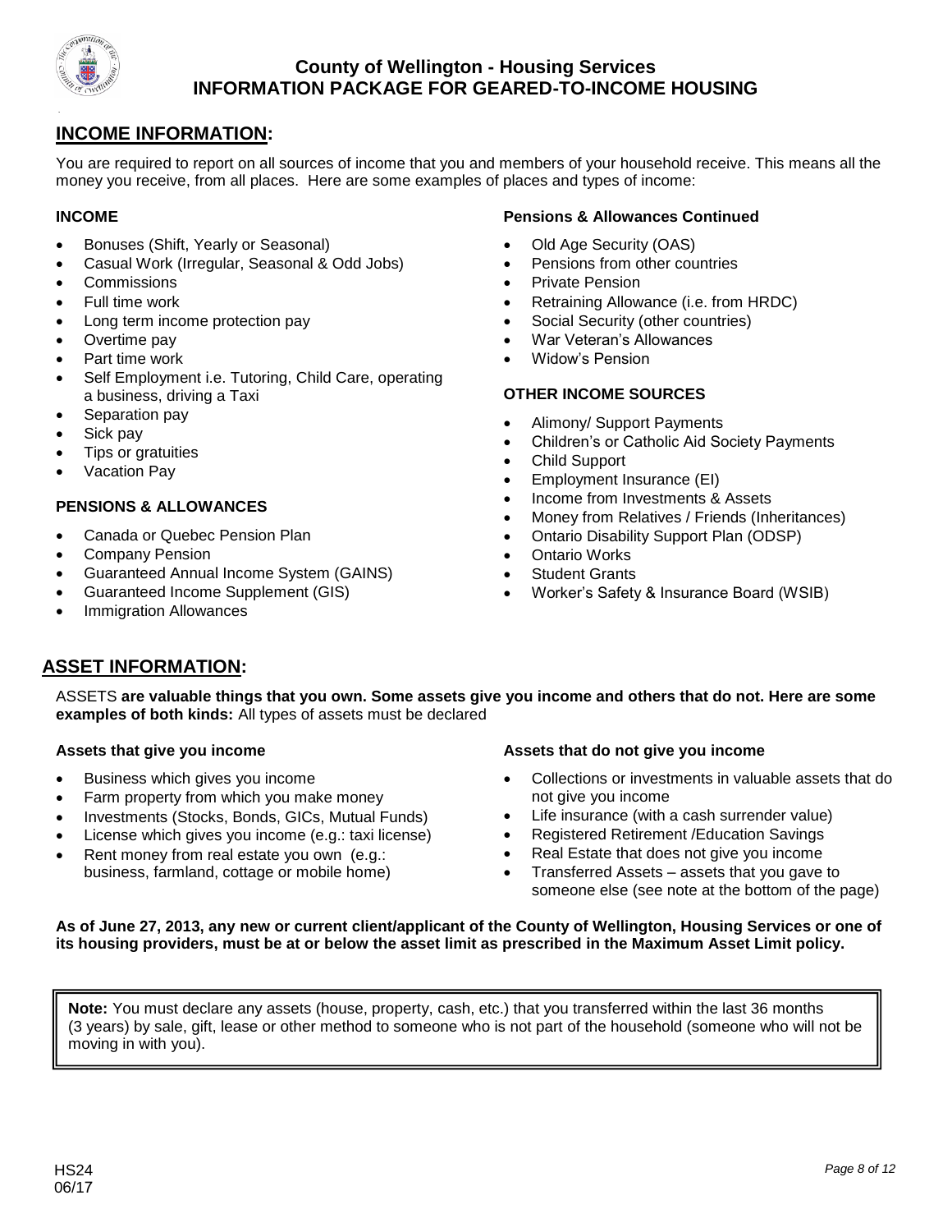## INCOME INFORMATION:

You are required to report on all sources of income that you and members of your household receive. This means all the money you receive, from all places. Here are some examples of places and types of income:

### INCOME

- Bonuses (Shift, Yearly or Seasonal)
- Casual Work (Irregular, Seasonal & Odd Jobs)
- Commissions
- Full time work
- Long term income protection pay
- Overtime pay
- Part time work
- Self Employment i.e. Tutoring, Child Care, operating a business, driving a Taxi
- Separation pay
- Sick pay
- Tips or gratuities
- Vacation Pay

### PENSIONS & ALLOWANCES

- Canada or Quebec Pension Plan
- Company Pension
- Guaranteed Annual Income System (GAINS)
- Guaranteed Income Supplement (GIS)
- Immigration Allowances

### Pensions & Allowances Continued

- Old Age Security (OAS)
- Pensions from other countries
- Private Pension
- Retraining Allowance (i.e. from HRDC)
- Social Security (other countries)
- War Veteran's Allowances
- Widow's Pension

### OTHER INCOME SOURCES

- Alimony/ Support Payments
- Children's or Catholic Aid Society Payments
- Child Support
- Employment Insurance (EI)
- Income from Investments & Assets
- Money from Relatives / Friends (Inheritances)
- Ontario Disability Support Plan (ODSP)
- Ontario Works
- Student Grants
- Worker's Safety & Insurance Board (WSIB)

## ASSET INFORMATION:

ASSETS **are valuable things that you own. Some assets give you income and others that do not. Here are some examples of both kinds:** All types of assets must be declared

### Assets that give you income

- Business which gives you income
- Farm property from which you make money
- Investments (Stocks, Bonds, GICs, Mutual Funds)
- License which gives you income (e.g.: taxi license)
- Rent money from real estate you own (e.g.: business, farmland, cottage or mobile home)

### Assets that do not give you income

- Collections or investments in valuable assets that do not give you income
- Life insurance (with a cash surrender value)
- Registered Retirement /Education Savings
- Real Estate that does not give you income
- Transferred Assets – assets that you gave to someone else (see note at the bottom of the page)

**As of June 27, 2013, any new or current client/applicant of the County of Wellington, Housing Services or one of its housing providers, must be at or below the asset limit as prescribed in the Maximum Asset Limit policy.**

**Note:** You must declare any assets (house, property, cash, etc.) that you transferred within the last 36 months (3 years) by sale, gift, lease or other method to someone who is not part of the household (someone who will not be moving in with you).

HS24
06/17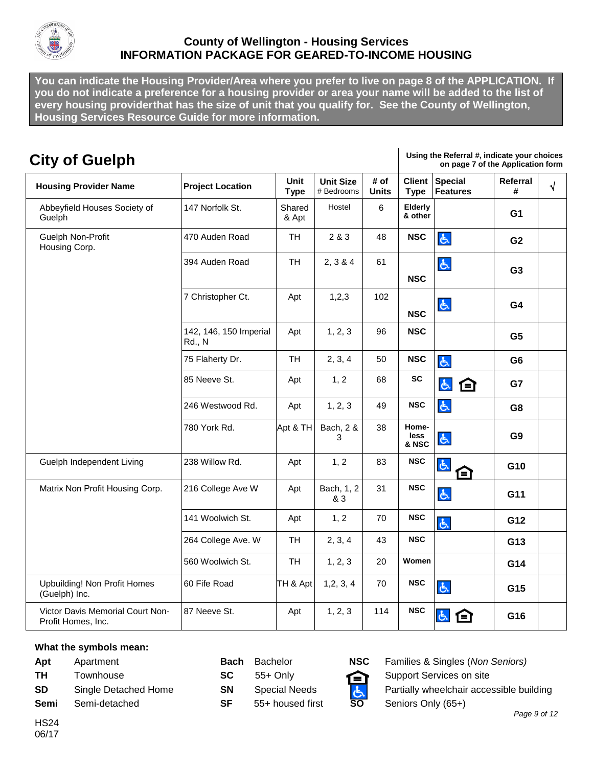## County of Wellington - Housing Services
## INFORMATION PACKAGE FOR GEARED-TO-INCOME HOUSING

**You can indicate the Housing Provider/Area where you prefer to live on page 8 of the APPLICATION. If you do not indicate a preference for a housing provider or area your name will be added to the list of every housing providerthat has the size of unit that you qualify for. See the County of Wellington, Housing Services Resource Guide for more information.**

# City of Guelph

**Using the Referral #, indicate your choices on page 7 of the Application form**

| Housing Provider Name | Project Location | Unit Type | Unit Size # Bedrooms | # of Units | Client Type | Special Features | Referral # | √ |
|---|---|---|---|---|---|---|---|---|
| Abbeyfield Houses Society of Guelph | 147 Norfolk St. | Shared & Apt | Hostel | 6 | Elderly & other | | G1 | |
| Guelph Non-Profit Housing Corp. | 470 Auden Road | TH | 2 & 3 | 48 | NSC | Partially wheelchair accessible building | G2 | |
| | 394 Auden Road | TH | 2, 3 & 4 | 61 | NSC | Partially wheelchair accessible building | G3 | |
| | 7 Christopher Ct. | Apt | 1,2,3 | 102 | NSC | Partially wheelchair accessible building | G4 | |
| | 142, 146, 150 Imperial Rd., N | Apt | 1, 2, 3 | 96 | NSC | | G5 | |
| | 75 Flaherty Dr. | TH | 2, 3, 4 | 50 | NSC | Partially wheelchair accessible building | G6 | |
| | 85 Neeve St. | Apt | 1, 2 | 68 | SC | Partially wheelchair accessible building; Support Services on site | G7 | |
| | 246 Westwood Rd. | Apt | 1, 2, 3 | 49 | NSC | Partially wheelchair accessible building | G8 | |
| | 780 York Rd. | Apt & TH | Bach, 2 & 3 | 38 | Homeless & NSC | Partially wheelchair accessible building | G9 | |
| Guelph Independent Living | 238 Willow Rd. | Apt | 1, 2 | 83 | NSC | Partially wheelchair accessible building; Support Services on site | G10 | |
| Matrix Non Profit Housing Corp. | 216 College Ave W | Apt | Bach, 1, 2 & 3 | 31 | NSC | Partially wheelchair accessible building | G11 | |
| | 141 Woolwich St. | Apt | 1, 2 | 70 | NSC | Partially wheelchair accessible building | G12 | |
| | 264 College Ave. W | TH | 2, 3, 4 | 43 | NSC | | G13 | |
| | 560 Woolwich St. | TH | 1, 2, 3 | 20 | Women | | G14 | |
| Upbuilding! Non Profit Homes (Guelph) Inc. | 60 Fife Road | TH & Apt | 1,2, 3, 4 | 70 | NSC | Partially wheelchair accessible building | G15 | |
| Victor Davis Memorial Court Non-Profit Homes, Inc. | 87 Neeve St. | Apt | 1, 2, 3 | 114 | NSC | Partially wheelchair accessible building; Support Services on site | G16 | |

**What the symbols mean:**

| | | | | | |
|---|---|---|---|---|---|
| **Apt** | Apartment | **Bach** | Bachelor | **NSC** | Families & Singles (*Non Seniors*) |
| **TH** | Townhouse | **SC** | 55+ Only | (house symbol) | Support Services on site |
| **SD** | Single Detached Home | **SN** | Special Needs | (wheelchair symbol) | Partially wheelchair accessible building |
| **Semi** | Semi-detached | **SF** | 55+ housed first | **SO** | Seniors Only (65+) |

HS24
06/17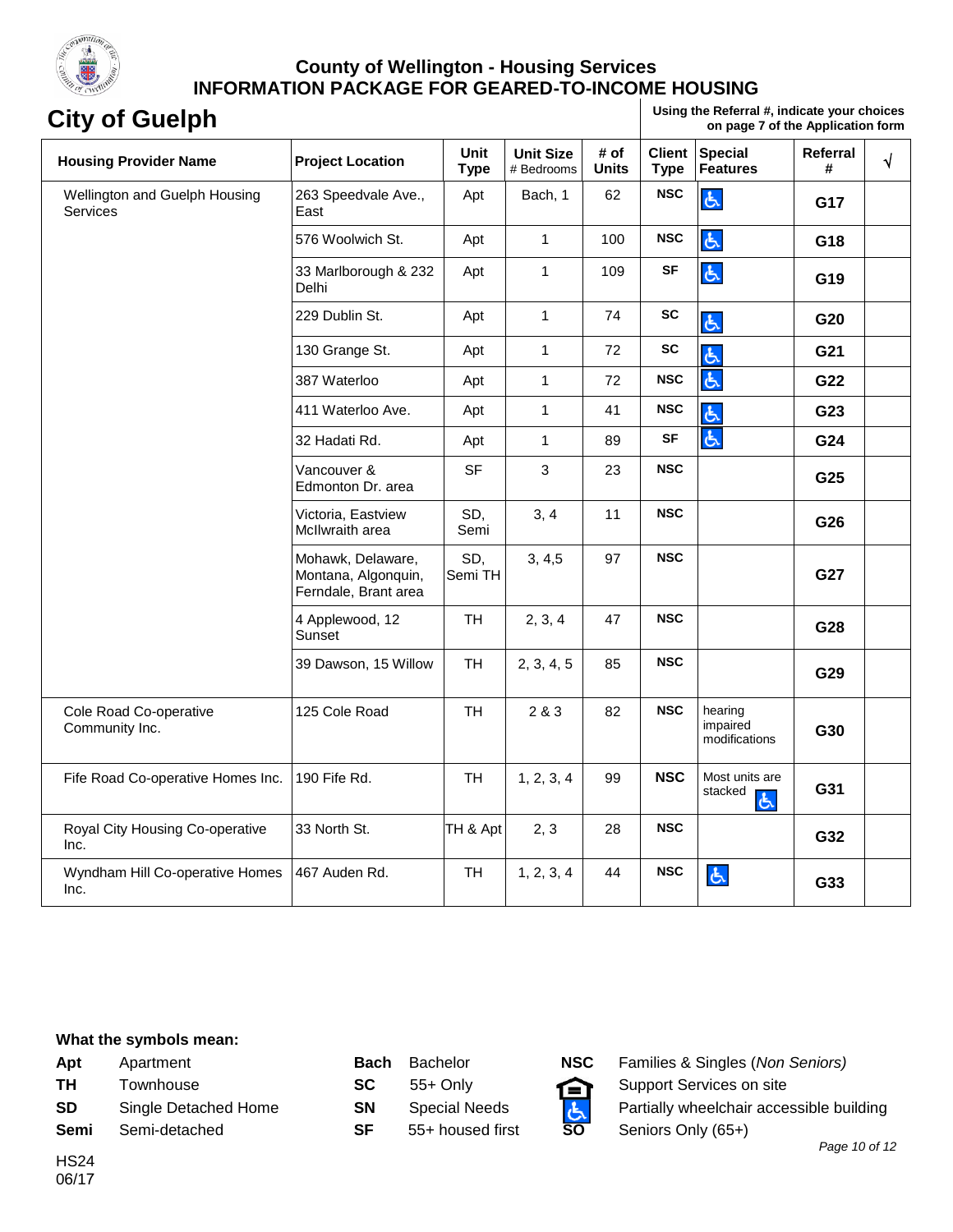# County of Wellington - Housing Services
## INFORMATION PACKAGE FOR GEARED-TO-INCOME HOUSING

# City of Guelph

**Using the Referral #, indicate your choices on page 7 of the Application form**

| Housing Provider Name | Project Location | Unit Type | Unit Size # Bedrooms | # of Units | Client Type | Special Features | Referral # | √ |
|---|---|---|---|---|---|---|---|---|
| Wellington and Guelph Housing Services | 263 Speedvale Ave., East | Apt | Bach, 1 | 62 | NSC | ♿ | G17 | |
| | 576 Woolwich St. | Apt | 1 | 100 | NSC | ♿ | G18 | |
| | 33 Marlborough & 232 Delhi | Apt | 1 | 109 | SF | ♿ | G19 | |
| | 229 Dublin St. | Apt | 1 | 74 | SC | ♿ | G20 | |
| | 130 Grange St. | Apt | 1 | 72 | SC | ♿ | G21 | |
| | 387 Waterloo | Apt | 1 | 72 | NSC | ♿ | G22 | |
| | 411 Waterloo Ave. | Apt | 1 | 41 | NSC | ♿ | G23 | |
| | 32 Hadati Rd. | Apt | 1 | 89 | SF | ♿ | G24 | |
| | Vancouver & Edmonton Dr. area | SF | 3 | 23 | NSC | | G25 | |
| | Victoria, Eastview McIlwraith area | SD, Semi | 3, 4 | 11 | NSC | | G26 | |
| | Mohawk, Delaware, Montana, Algonquin, Ferndale, Brant area | SD, Semi TH | 3, 4,5 | 97 | NSC | | G27 | |
| | 4 Applewood, 12 Sunset | TH | 2, 3, 4 | 47 | NSC | | G28 | |
| | 39 Dawson, 15 Willow | TH | 2, 3, 4, 5 | 85 | NSC | | G29 | |
| Cole Road Co-operative Community Inc. | 125 Cole Road | TH | 2 & 3 | 82 | NSC | hearing impaired modifications | G30 | |
| Fife Road Co-operative Homes Inc. | 190 Fife Rd. | TH | 1, 2, 3, 4 | 99 | NSC | Most units are stacked ♿ | G31 | |
| Royal City Housing Co-operative Inc. | 33 North St. | TH & Apt | 2, 3 | 28 | NSC | | G32 | |
| Wyndham Hill Co-operative Homes Inc. | 467 Auden Rd. | TH | 1, 2, 3, 4 | 44 | NSC | ♿ | G33 | |

**What the symbols mean:**

| | | | | | |
|---|---|---|---|---|---|
| **Apt** | Apartment | **Bach** | Bachelor | **NSC** | Families & Singles (*Non Seniors)* |
| **TH** | Townhouse | **SC** | 55+ Only | 🏠 | Support Services on site |
| **SD** | Single Detached Home | **SN** | Special Needs | ♿ | Partially wheelchair accessible building |
| **Semi** | Semi-detached | **SF** | 55+ housed first | **SO** | Seniors Only (65+) |

HS24
06/17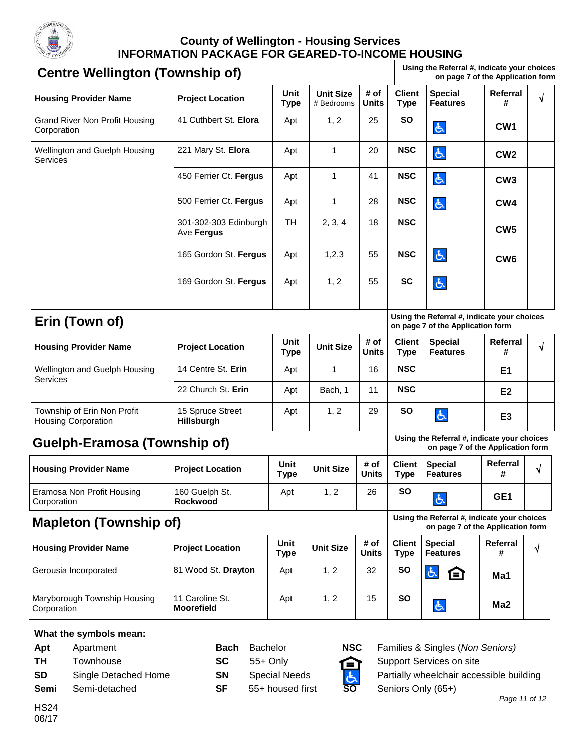# County of Wellington - Housing Services
## INFORMATION PACKAGE FOR GEARED-TO-INCOME HOUSING

## Centre Wellington (Township of)

**Using the Referral #, indicate your choices on page 7 of the Application form**

| Housing Provider Name | Project Location | Unit Type | Unit Size # Bedrooms | # of Units | Client Type | Special Features | Referral # | √ |
|---|---|---|---|---|---|---|---|---|
| Grand River Non Profit Housing Corporation | 41 Cuthbert St. **Elora** | Apt | 1, 2 | 25 | **SO** | ♿ | **CW1** | |
| Wellington and Guelph Housing Services | 221 Mary St. **Elora** | Apt | 1 | 20 | **NSC** | ♿ | **CW2** | |
| | 450 Ferrier Ct. **Fergus** | Apt | 1 | 41 | **NSC** | ♿ | **CW3** | |
| | 500 Ferrier Ct. **Fergus** | Apt | 1 | 28 | **NSC** | ♿ | **CW4** | |
| | 301-302-303 Edinburgh Ave **Fergus** | TH | 2, 3, 4 | 18 | **NSC** | | **CW5** | |
| | 165 Gordon St. **Fergus** | Apt | 1,2,3 | 55 | **NSC** | ♿ | **CW6** | |
| | 169 Gordon St. **Fergus** | Apt | 1, 2 | 55 | **SC** | ♿ | | |

## Erin (Town of)

**Using the Referral #, indicate your choices on page 7 of the Application form**

| Housing Provider Name | Project Location | Unit Type | Unit Size | # of Units | Client Type | Special Features | Referral # | √ |
|---|---|---|---|---|---|---|---|---|
| Wellington and Guelph Housing Services | 14 Centre St. **Erin** | Apt | 1 | 16 | **NSC** | | **E1** | |
| | 22 Church St. **Erin** | Apt | Bach, 1 | 11 | **NSC** | | **E2** | |
| Township of Erin Non Profit Housing Corporation | 15 Spruce Street **Hillsburgh** | Apt | 1, 2 | 29 | **SO** | ♿ | **E3** | |

## Guelph-Eramosa (Township of)

**Using the Referral #, indicate your choices on page 7 of the Application form**

| Housing Provider Name | Project Location | Unit Type | Unit Size | # of Units | Client Type | Special Features | Referral # | √ |
|---|---|---|---|---|---|---|---|---|
| Eramosa Non Profit Housing Corporation | 160 Guelph St. **Rockwood** | Apt | 1, 2 | 26 | **SO** | ♿ | **GE1** | |

## Mapleton (Township of)

**Using the Referral #, indicate your choices on page 7 of the Application form**

| Housing Provider Name | Project Location | Unit Type | Unit Size | # of Units | Client Type | Special Features | Referral # | √ |
|---|---|---|---|---|---|---|---|---|
| Gerousia Incorporated | 81 Wood St. **Drayton** | Apt | 1, 2 | 32 | **SO** | ♿ 🏠 | **Ma1** | |
| Maryborough Township Housing Corporation | 11 Caroline St. **Moorefield** | Apt | 1, 2 | 15 | **SO** | ♿ | **Ma2** | |

**What the symbols mean:**

| | | | | | |
|---|---|---|---|---|---|
| **Apt** | Apartment | **Bach** | Bachelor | **NSC** | Families & Singles (*Non Seniors*) |
| **TH** | Townhouse | **SC** | 55+ Only | 🏠 | Support Services on site |
| **SD** | Single Detached Home | **SN** | Special Needs | ♿ | Partially wheelchair accessible building |
| **Semi** | Semi-detached | **SF** | 55+ housed first | **SO** | Seniors Only (65+) |

HS24
06/17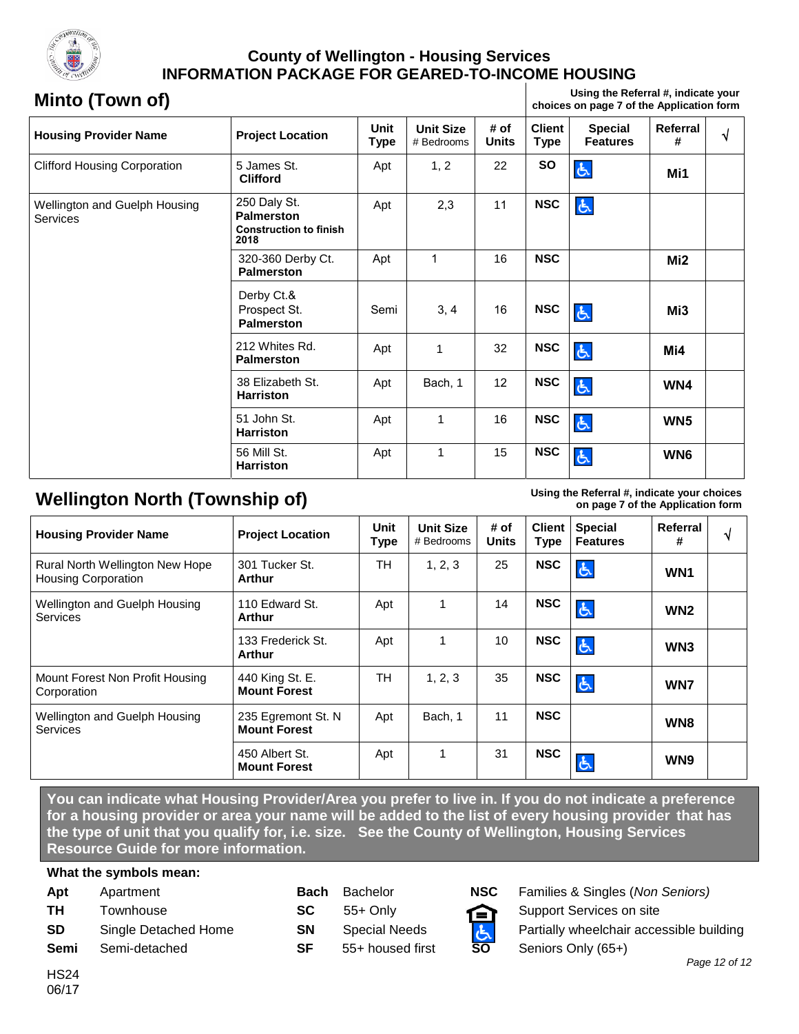County of Wellington - Housing Services
INFORMATION PACKAGE FOR GEARED-TO-INCOME HOUSING

## Minto (Town of)

**Using the Referral #, indicate your choices on page 7 of the Application form**

| Housing Provider Name | Project Location | Unit Type | Unit Size # Bedrooms | # of Units | Client Type | Special Features | Referral # | √ |
|---|---|---|---|---|---|---|---|---|
| Clifford Housing Corporation | 5 James St. **Clifford** | Apt | 1, 2 | 22 | **SO** | ♿ | **Mi1** | |
| Wellington and Guelph Housing Services | 250 Daly St. **Palmerston** **Construction to finish 2018** | Apt | 2,3 | 11 | **NSC** | ♿ | | |
| | 320-360 Derby Ct. **Palmerston** | Apt | 1 | 16 | **NSC** | | **Mi2** | |
| | Derby Ct.& Prospect St. **Palmerston** | Semi | 3, 4 | 16 | **NSC** | ♿ | **Mi3** | |
| | 212 Whites Rd. **Palmerston** | Apt | 1 | 32 | **NSC** | ♿ | **Mi4** | |
| | 38 Elizabeth St. **Harriston** | Apt | Bach, 1 | 12 | **NSC** | ♿ | **WN4** | |
| | 51 John St. **Harriston** | Apt | 1 | 16 | **NSC** | ♿ | **WN5** | |
| | 56 Mill St. **Harriston** | Apt | 1 | 15 | **NSC** | ♿ | **WN6** | |

## Wellington North (Township of)

**Using the Referral #, indicate your choices on page 7 of the Application form**

| Housing Provider Name | Project Location | Unit Type | Unit Size # Bedrooms | # of Units | Client Type | Special Features | Referral # | √ |
|---|---|---|---|---|---|---|---|---|
| Rural North Wellington New Hope Housing Corporation | 301 Tucker St. **Arthur** | TH | 1, 2, 3 | 25 | **NSC** | ♿ | **WN1** | |
| Wellington and Guelph Housing Services | 110 Edward St. **Arthur** | Apt | 1 | 14 | **NSC** | ♿ | **WN2** | |
| | 133 Frederick St. **Arthur** | Apt | 1 | 10 | **NSC** | ♿ | **WN3** | |
| Mount Forest Non Profit Housing Corporation | 440 King St. E. **Mount Forest** | TH | 1, 2, 3 | 35 | **NSC** | ♿ | **WN7** | |
| Wellington and Guelph Housing Services | 235 Egremont St. N **Mount Forest** | Apt | Bach, 1 | 11 | **NSC** | | **WN8** | |
| | 450 Albert St. **Mount Forest** | Apt | 1 | 31 | **NSC** | ♿ | **WN9** | |

**You can indicate what Housing Provider/Area you prefer to live in. If you do not indicate a preference for a housing provider or area your name will be added to the list of every housing provider that has the type of unit that you qualify for, i.e. size. See the County of Wellington, Housing Services Resource Guide for more information.**

**What the symbols mean:**

| | | | | | |
|---|---|---|---|---|---|
| **Apt** | Apartment | **Bach** | Bachelor | **NSC** | Families & Singles (*Non Seniors)* |
| **TH** | Townhouse | **SC** | 55+ Only | (symbol) | Support Services on site |
| **SD** | Single Detached Home | **SN** | Special Needs | ♿ | Partially wheelchair accessible building |
| **Semi** | Semi-detached | **SF** | 55+ housed first | **SO** | Seniors Only (65+) |

HS24
06/17